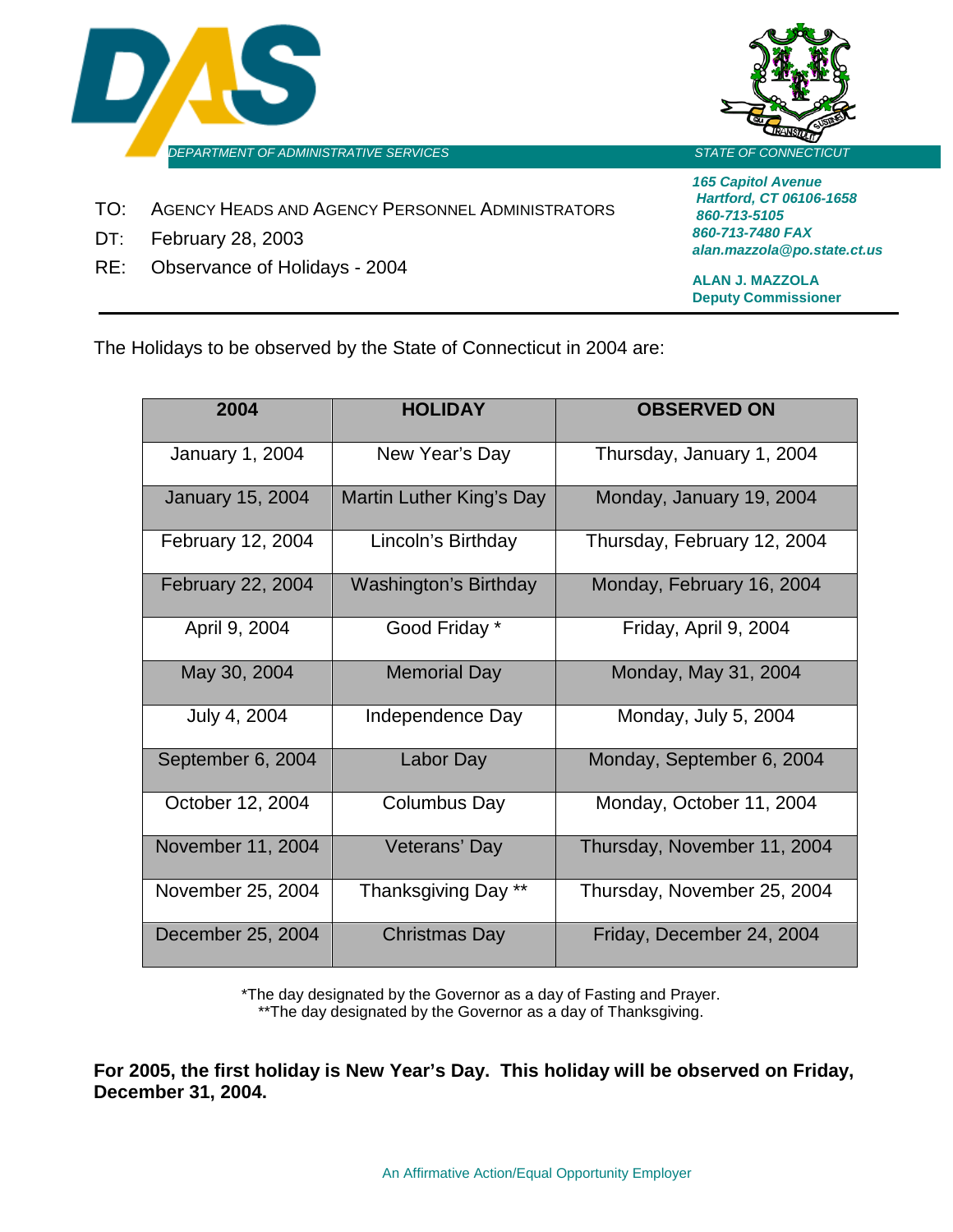DEPARTMENT OF ADMINISTRATIVE SERVICES

STATE OF CONNECTICUT

*165 Capitol Avenue*
*Hartford, CT 06106-1658*
*860-713-5105*
*860-713-7480 FAX*
*alan.mazzola@po.state.ct.us*

**ALAN J. MAZZOLA**
**Deputy Commissioner**

TO: AGENCY HEADS AND AGENCY PERSONNEL ADMINISTRATORS

DT: February 28, 2003

RE: Observance of Holidays - 2004

---

The Holidays to be observed by the State of Connecticut in 2004 are:

| 2004 | HOLIDAY | OBSERVED ON |
|---|---|---|
| January 1, 2004 | New Year's Day | Thursday, January 1, 2004 |
| January 15, 2004 | Martin Luther King's Day | Monday, January 19, 2004 |
| February 12, 2004 | Lincoln's Birthday | Thursday, February 12, 2004 |
| February 22, 2004 | Washington's Birthday | Monday, February 16, 2004 |
| April 9, 2004 | Good Friday * | Friday, April 9, 2004 |
| May 30, 2004 | Memorial Day | Monday, May 31, 2004 |
| July 4, 2004 | Independence Day | Monday, July 5, 2004 |
| September 6, 2004 | Labor Day | Monday, September 6, 2004 |
| October 12, 2004 | Columbus Day | Monday, October 11, 2004 |
| November 11, 2004 | Veterans' Day | Thursday, November 11, 2004 |
| November 25, 2004 | Thanksgiving Day ** | Thursday, November 25, 2004 |
| December 25, 2004 | Christmas Day | Friday, December 24, 2004 |

*The day designated by the Governor as a day of Fasting and Prayer.
**The day designated by the Governor as a day of Thanksgiving.

**For 2005, the first holiday is New Year's Day. This holiday will be observed on Friday, December 31, 2004.**

An Affirmative Action/Equal Opportunity Employer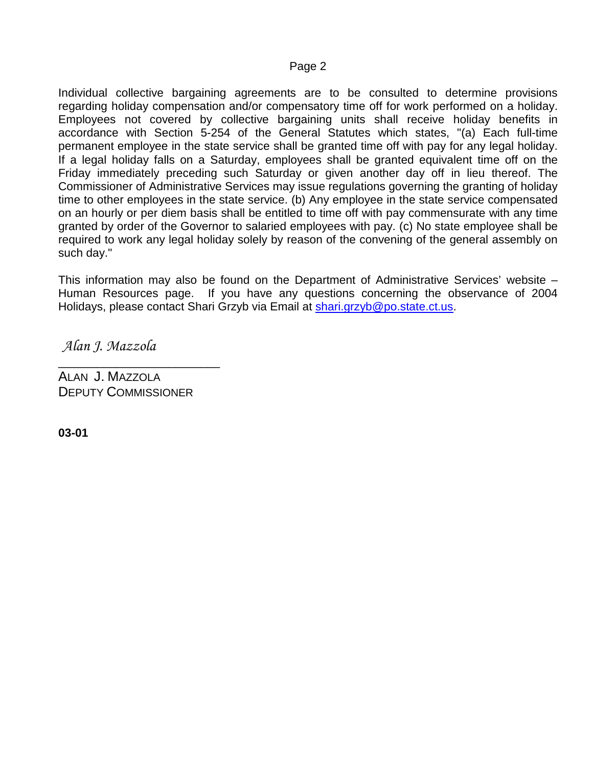Individual collective bargaining agreements are to be consulted to determine provisions regarding holiday compensation and/or compensatory time off for work performed on a holiday. Employees not covered by collective bargaining units shall receive holiday benefits in accordance with Section 5-254 of the General Statutes which states, "(a) Each full-time permanent employee in the state service shall be granted time off with pay for any legal holiday. If a legal holiday falls on a Saturday, employees shall be granted equivalent time off on the Friday immediately preceding such Saturday or given another day off in lieu thereof. The Commissioner of Administrative Services may issue regulations governing the granting of holiday time to other employees in the state service. (b) Any employee in the state service compensated on an hourly or per diem basis shall be entitled to time off with pay commensurate with any time granted by order of the Governor to salaried employees with pay. (c) No state employee shall be required to work any legal holiday solely by reason of the convening of the general assembly on such day."

This information may also be found on the Department of Administrative Services' website – Human Resources page. If you have any questions concerning the observance of 2004 Holidays, please contact Shari Grzyb via Email at shari.grzyb@po.state.ct.us.

*Alan J. Mazzola*

\_\_\_\_\_\_\_\_\_\_\_\_\_\_\_\_\_\_\_\_\_\_\_

ALAN J. MAZZOLA
DEPUTY COMMISSIONER

**03-01**